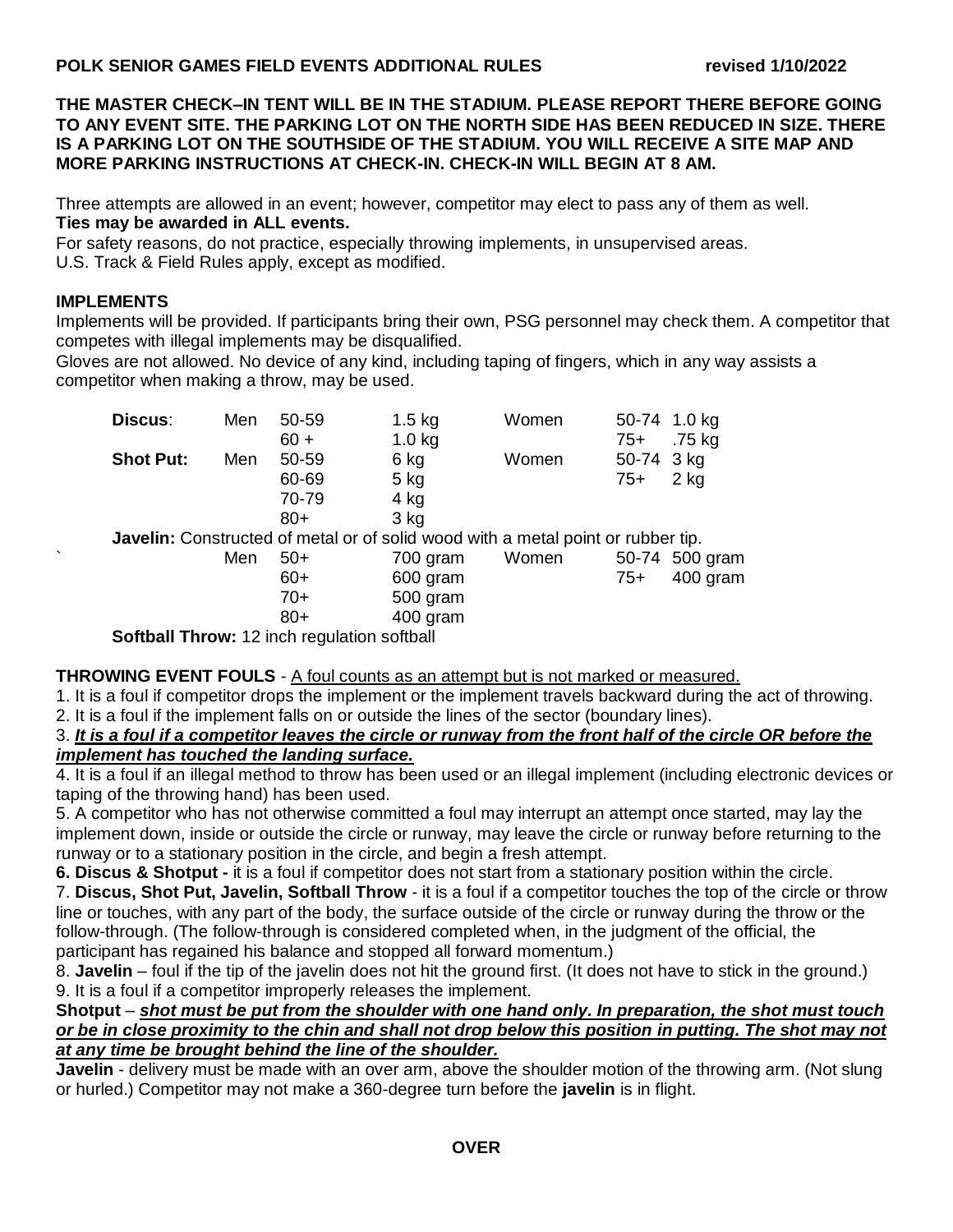**POLK SENIOR GAMES FIELD EVENTS ADDITIONAL RULES** **revised 1/10/2022**

**THE MASTER CHECK–IN TENT WILL BE IN THE STADIUM. PLEASE REPORT THERE BEFORE GOING TO ANY EVENT SITE. THE PARKING LOT ON THE NORTH SIDE HAS BEEN REDUCED IN SIZE. THERE IS A PARKING LOT ON THE SOUTHSIDE OF THE STADIUM. YOU WILL RECEIVE A SITE MAP AND MORE PARKING INSTRUCTIONS AT CHECK-IN. CHECK-IN WILL BEGIN AT 8 AM.**

Three attempts are allowed in an event; however, competitor may elect to pass any of them as well.
**Ties may be awarded in ALL events.**
For safety reasons, do not practice, especially throwing implements, in unsupervised areas.
U.S. Track & Field Rules apply, except as modified.

**IMPLEMENTS**
Implements will be provided. If participants bring their own, PSG personnel may check them. A competitor that competes with illegal implements may be disqualified.
Gloves are not allowed. No device of any kind, including taping of fingers, which in any way assists a competitor when making a throw, may be used.

| Event | | Age | Weight | | Age | Weight |
|---|---|---|---|---|---|---|
| **Discus**: | Men | 50-59 | 1.5 kg | Women | 50-74 | 1.0 kg |
| | | 60 + | 1.0 kg | | 75+ | .75 kg |
| **Shot Put:** | Men | 50-59 | 6 kg | Women | 50-74 | 3 kg |
| | | 60-69 | 5 kg | | 75+ | 2 kg |
| | | 70-79 | 4 kg | | | |
| | | 80+ | 3 kg | | | |

**Javelin:** Constructed of metal or of solid wood with a metal point or rubber tip.

| | | Age | Weight | | Age | Weight |
|---|---|---|---|---|---|---|
| | Men | 50+ | 700 gram | Women | 50-74 | 500 gram |
| | | 60+ | 600 gram | | 75+ | 400 gram |
| | | 70+ | 500 gram | | | |
| | | 80+ | 400 gram | | | |

**Softball Throw:** 12 inch regulation softball

**THROWING EVENT FOULS** - A foul counts as an attempt but is not marked or measured.

1. It is a foul if competitor drops the implement or the implement travels backward during the act of throwing.
2. It is a foul if the implement falls on or outside the lines of the sector (boundary lines).
3. ***It is a foul if a competitor leaves the circle or runway from the front half of the circle OR before the implement has touched the landing surface.***
4. It is a foul if an illegal method to throw has been used or an illegal implement (including electronic devices or taping of the throwing hand) has been used.
5. A competitor who has not otherwise committed a foul may interrupt an attempt once started, may lay the implement down, inside or outside the circle or runway, may leave the circle or runway before returning to the runway or to a stationary position in the circle, and begin a fresh attempt.
6. **Discus & Shotput -** it is a foul if competitor does not start from a stationary position within the circle.
7. **Discus, Shot Put, Javelin, Softball Throw** - it is a foul if a competitor touches the top of the circle or throw line or touches, with any part of the body, the surface outside of the circle or runway during the throw or the follow-through. (The follow-through is considered completed when, in the judgment of the official, the participant has regained his balance and stopped all forward momentum.)
8. **Javelin** – foul if the tip of the javelin does not hit the ground first. (It does not have to stick in the ground.)
9. It is a foul if a competitor improperly releases the implement.

**Shotput** – ***shot must be put from the shoulder with one hand only. In preparation, the shot must touch or be in close proximity to the chin and shall not drop below this position in putting. The shot may not at any time be brought behind the line of the shoulder.***

**Javelin** - delivery must be made with an over arm, above the shoulder motion of the throwing arm. (Not slung or hurled.) Competitor may not make a 360-degree turn before the **javelin** is in flight.

**OVER**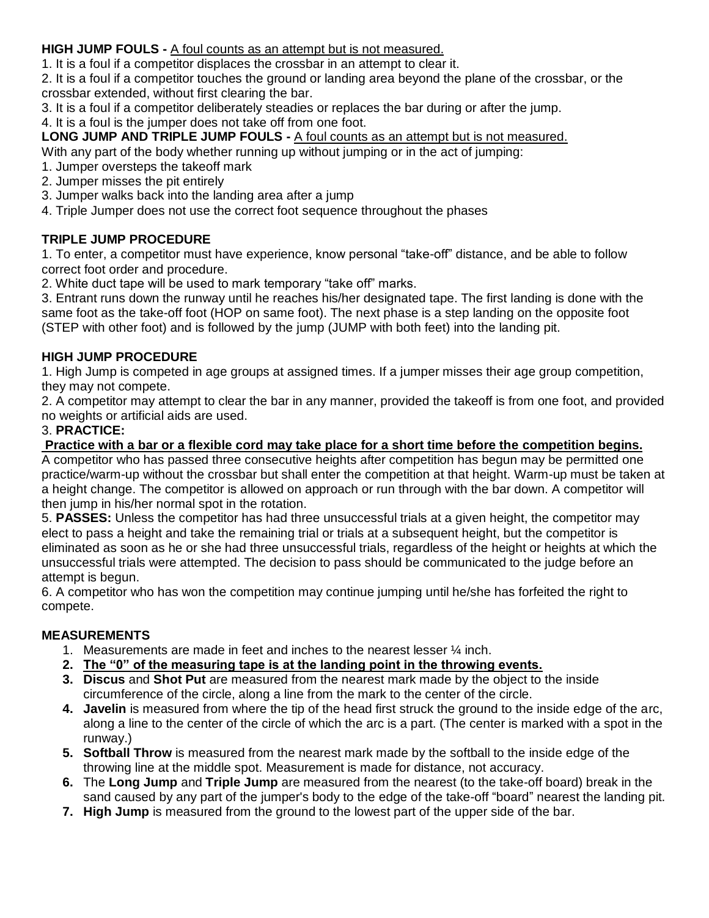**HIGH JUMP FOULS -** A foul counts as an attempt but is not measured.

1. It is a foul if a competitor displaces the crossbar in an attempt to clear it.
2. It is a foul if a competitor touches the ground or landing area beyond the plane of the crossbar, or the crossbar extended, without first clearing the bar.
3. It is a foul if a competitor deliberately steadies or replaces the bar during or after the jump.
4. It is a foul is the jumper does not take off from one foot.

**LONG JUMP AND TRIPLE JUMP FOULS -** A foul counts as an attempt but is not measured.

With any part of the body whether running up without jumping or in the act of jumping:

1. Jumper oversteps the takeoff mark
2. Jumper misses the pit entirely
3. Jumper walks back into the landing area after a jump
4. Triple Jumper does not use the correct foot sequence throughout the phases

**TRIPLE JUMP PROCEDURE**

1. To enter, a competitor must have experience, know personal "take-off" distance, and be able to follow correct foot order and procedure.
2. White duct tape will be used to mark temporary "take off" marks.
3. Entrant runs down the runway until he reaches his/her designated tape. The first landing is done with the same foot as the take-off foot (HOP on same foot). The next phase is a step landing on the opposite foot (STEP with other foot) and is followed by the jump (JUMP with both feet) into the landing pit.

**HIGH JUMP PROCEDURE**

1. High Jump is competed in age groups at assigned times. If a jumper misses their age group competition, they may not compete.
2. A competitor may attempt to clear the bar in any manner, provided the takeoff is from one foot, and provided no weights or artificial aids are used.
3. **PRACTICE:**

**Practice with a bar or a flexible cord may take place for a short time before the competition begins.**
A competitor who has passed three consecutive heights after competition has begun may be permitted one practice/warm-up without the crossbar but shall enter the competition at that height. Warm-up must be taken at a height change. The competitor is allowed on approach or run through with the bar down. A competitor will then jump in his/her normal spot in the rotation.

5. **PASSES:** Unless the competitor has had three unsuccessful trials at a given height, the competitor may elect to pass a height and take the remaining trial or trials at a subsequent height, but the competitor is eliminated as soon as he or she had three unsuccessful trials, regardless of the height or heights at which the unsuccessful trials were attempted. The decision to pass should be communicated to the judge before an attempt is begun.
6. A competitor who has won the competition may continue jumping until he/she has forfeited the right to compete.

**MEASUREMENTS**

1. Measurements are made in feet and inches to the nearest lesser ¼ inch.
2. **The "0" of the measuring tape is at the landing point in the throwing events.**
3. **Discus** and **Shot Put** are measured from the nearest mark made by the object to the inside circumference of the circle, along a line from the mark to the center of the circle.
4. **Javelin** is measured from where the tip of the head first struck the ground to the inside edge of the arc, along a line to the center of the circle of which the arc is a part. (The center is marked with a spot in the runway.)
5. **Softball Throw** is measured from the nearest mark made by the softball to the inside edge of the throwing line at the middle spot. Measurement is made for distance, not accuracy.
6. The **Long Jump** and **Triple Jump** are measured from the nearest (to the take-off board) break in the sand caused by any part of the jumper's body to the edge of the take-off "board" nearest the landing pit.
7. **High Jump** is measured from the ground to the lowest part of the upper side of the bar.